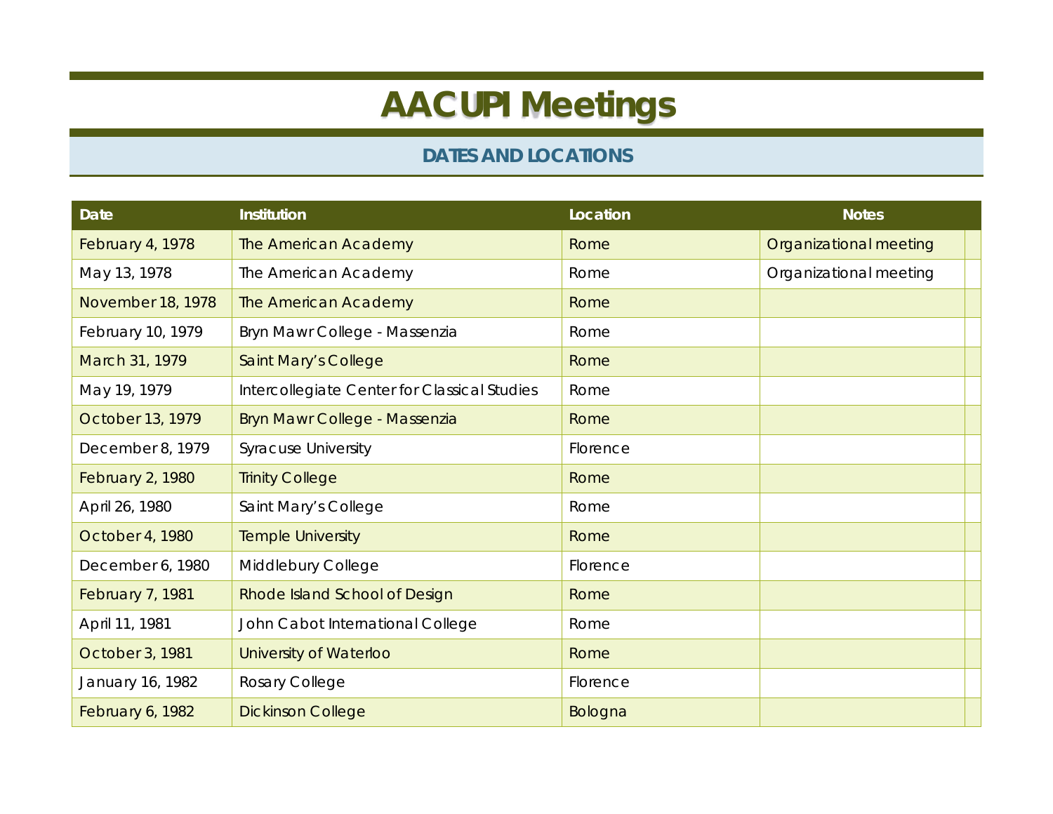# AACUPI Meetings

## DATES AND LOCATIONS

| Date | Institution | Location | Notes |
|---|---|---|---|
| February 4, 1978 | The American Academy | Rome | Organizational meeting |
| May 13, 1978 | The American Academy | Rome | Organizational meeting |
| November 18, 1978 | The American Academy | Rome | |
| February 10, 1979 | Bryn Mawr College - Massenzia | Rome | |
| March 31, 1979 | Saint Mary's College | Rome | |
| May 19, 1979 | Intercollegiate Center for Classical Studies | Rome | |
| October 13, 1979 | Bryn Mawr College - Massenzia | Rome | |
| December 8, 1979 | Syracuse University | Florence | |
| February 2, 1980 | Trinity College | Rome | |
| April 26, 1980 | Saint Mary's College | Rome | |
| October 4, 1980 | Temple University | Rome | |
| December 6, 1980 | Middlebury College | Florence | |
| February 7, 1981 | Rhode Island School of Design | Rome | |
| April 11, 1981 | John Cabot International College | Rome | |
| October 3, 1981 | University of Waterloo | Rome | |
| January 16, 1982 | Rosary College | Florence | |
| February 6, 1982 | Dickinson College | Bologna | |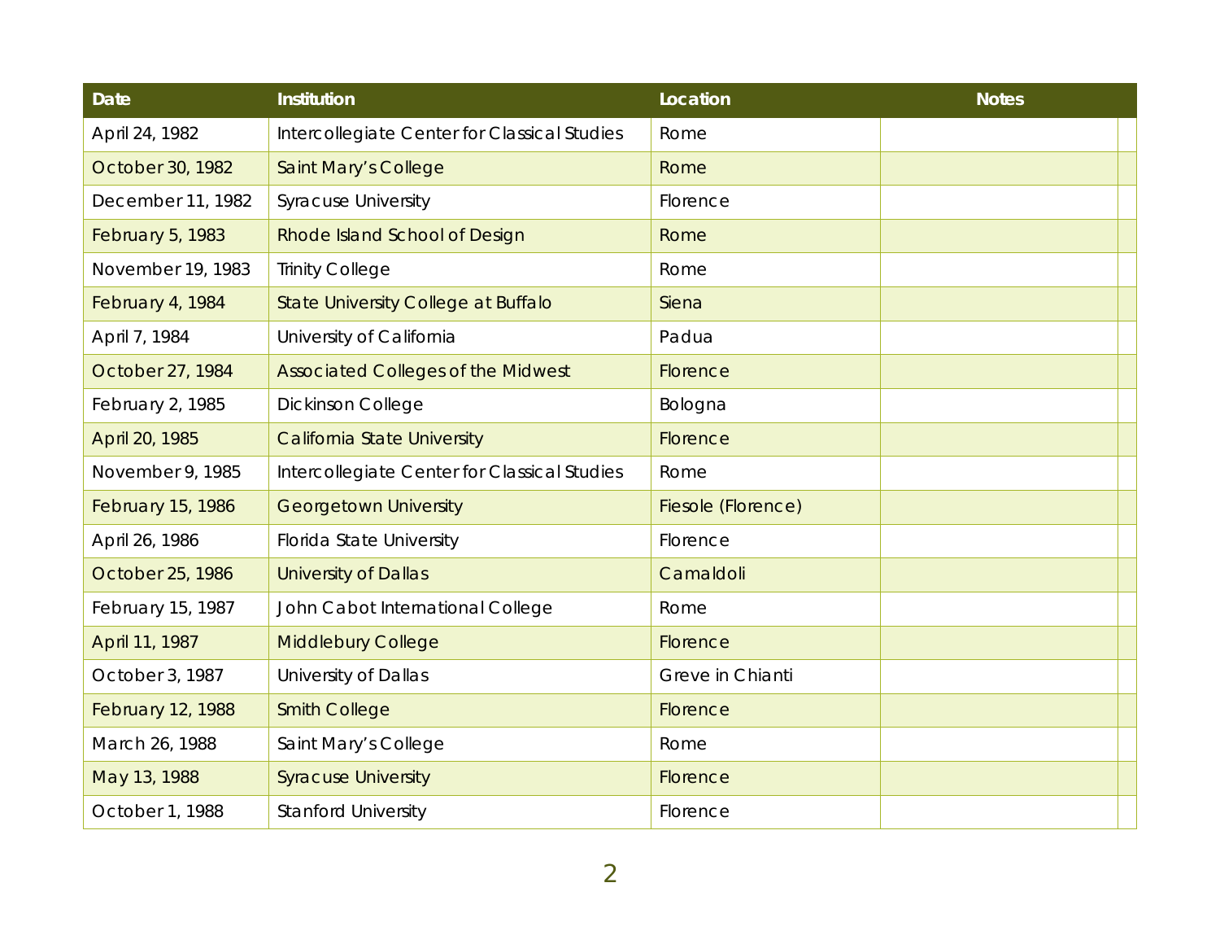| Date | Institution | Location | Notes |
| --- | --- | --- | --- |
| April 24, 1982 | Intercollegiate Center for Classical Studies | Rome | |
| October 30, 1982 | Saint Mary's College | Rome | |
| December 11, 1982 | Syracuse University | Florence | |
| February 5, 1983 | Rhode Island School of Design | Rome | |
| November 19, 1983 | Trinity College | Rome | |
| February 4, 1984 | State University College at Buffalo | Siena | |
| April 7, 1984 | University of California | Padua | |
| October 27, 1984 | Associated Colleges of the Midwest | Florence | |
| February 2, 1985 | Dickinson College | Bologna | |
| April 20, 1985 | California State University | Florence | |
| November 9, 1985 | Intercollegiate Center for Classical Studies | Rome | |
| February 15, 1986 | Georgetown University | Fiesole (Florence) | |
| April 26, 1986 | Florida State University | Florence | |
| October 25, 1986 | University of Dallas | Camaldoli | |
| February 15, 1987 | John Cabot International College | Rome | |
| April 11, 1987 | Middlebury College | Florence | |
| October 3, 1987 | University of Dallas | Greve in Chianti | |
| February 12, 1988 | Smith College | Florence | |
| March 26, 1988 | Saint Mary's College | Rome | |
| May 13, 1988 | Syracuse University | Florence | |
| October 1, 1988 | Stanford University | Florence | |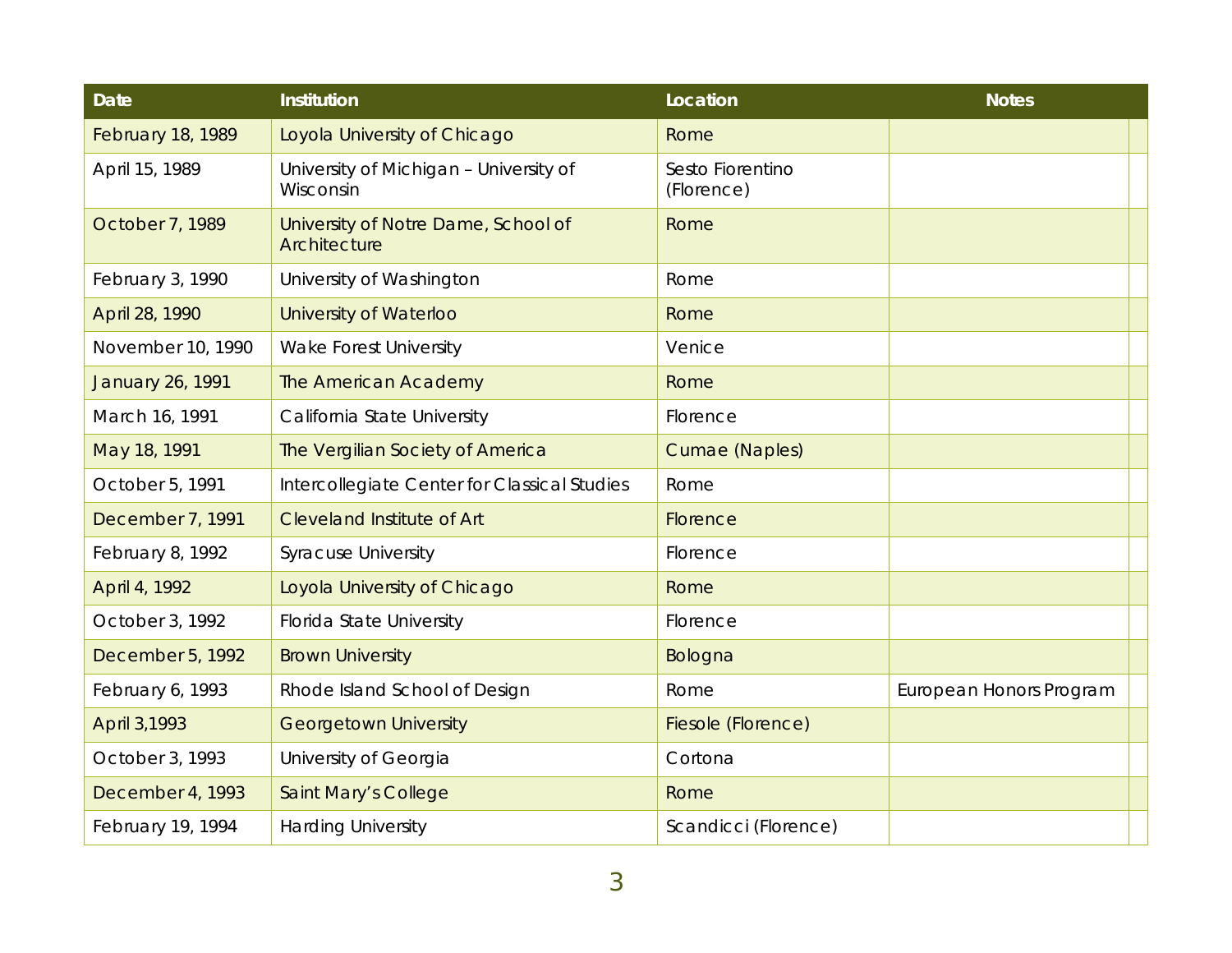| Date | Institution | Location | Notes |
|---|---|---|---|
| February 18, 1989 | Loyola University of Chicago | Rome | |
| April 15, 1989 | University of Michigan – University of Wisconsin | Sesto Fiorentino (Florence) | |
| October 7, 1989 | University of Notre Dame, School of Architecture | Rome | |
| February 3, 1990 | University of Washington | Rome | |
| April 28, 1990 | University of Waterloo | Rome | |
| November 10, 1990 | Wake Forest University | Venice | |
| January 26, 1991 | The American Academy | Rome | |
| March 16, 1991 | California State University | Florence | |
| May 18, 1991 | The Vergilian Society of America | Cumae (Naples) | |
| October 5, 1991 | Intercollegiate Center for Classical Studies | Rome | |
| December 7, 1991 | Cleveland Institute of Art | Florence | |
| February 8, 1992 | Syracuse University | Florence | |
| April 4, 1992 | Loyola University of Chicago | Rome | |
| October 3, 1992 | Florida State University | Florence | |
| December 5, 1992 | Brown University | Bologna | |
| February 6, 1993 | Rhode Island School of Design | Rome | European Honors Program |
| April 3,1993 | Georgetown University | Fiesole (Florence) | |
| October 3, 1993 | University of Georgia | Cortona | |
| December 4, 1993 | Saint Mary's College | Rome | |
| February 19, 1994 | Harding University | Scandicci (Florence) | |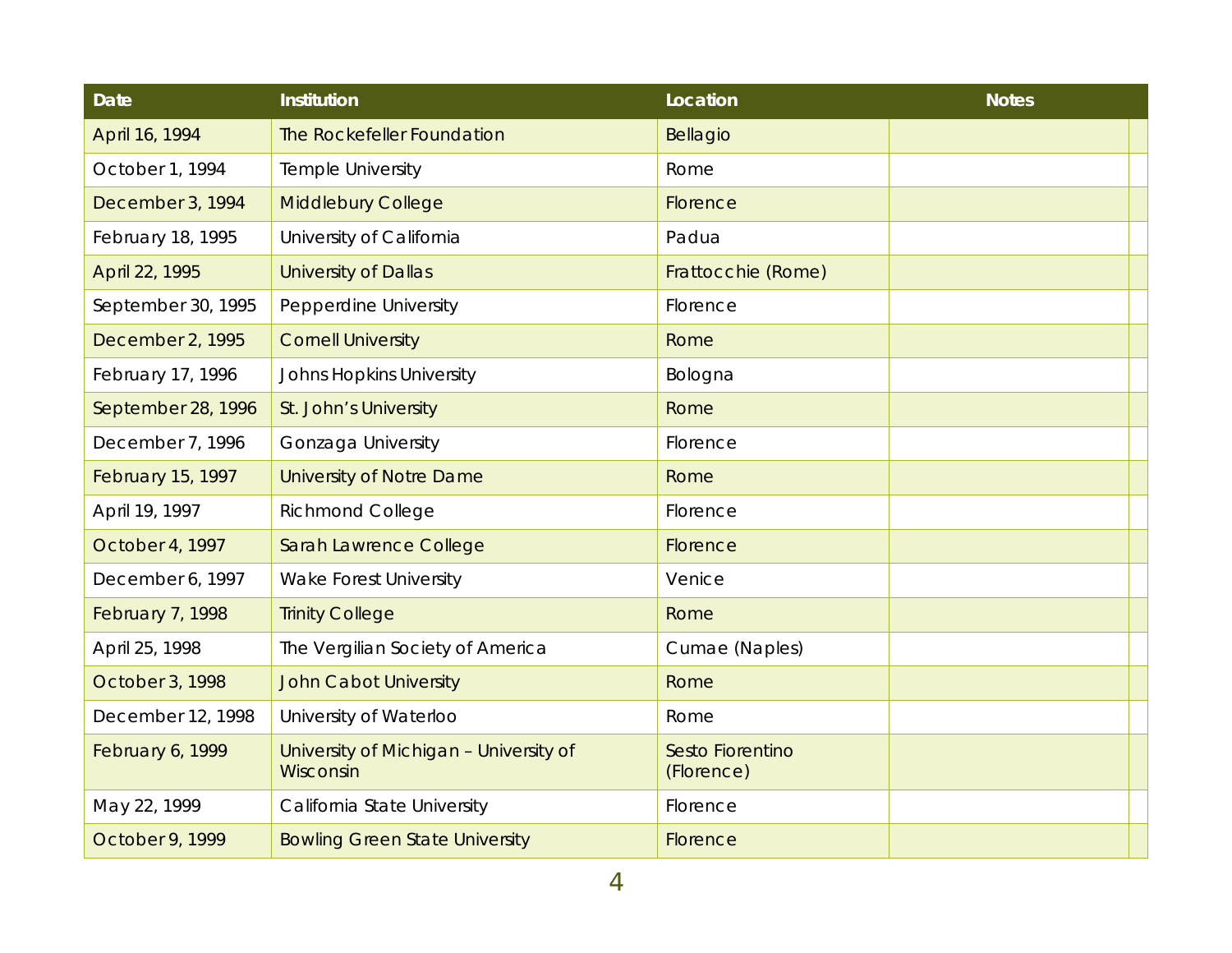| Date | Institution | Location | Notes |
| --- | --- | --- | --- |
| April 16, 1994 | The Rockefeller Foundation | Bellagio | |
| October 1, 1994 | Temple University | Rome | |
| December 3, 1994 | Middlebury College | Florence | |
| February 18, 1995 | University of California | Padua | |
| April 22, 1995 | University of Dallas | Frattocchie (Rome) | |
| September 30, 1995 | Pepperdine University | Florence | |
| December 2, 1995 | Cornell University | Rome | |
| February 17, 1996 | Johns Hopkins University | Bologna | |
| September 28, 1996 | St. John's University | Rome | |
| December 7, 1996 | Gonzaga University | Florence | |
| February 15, 1997 | University of Notre Dame | Rome | |
| April 19, 1997 | Richmond College | Florence | |
| October 4, 1997 | Sarah Lawrence College | Florence | |
| December 6, 1997 | Wake Forest University | Venice | |
| February 7, 1998 | Trinity College | Rome | |
| April 25, 1998 | The Vergilian Society of America | Cumae (Naples) | |
| October 3, 1998 | John Cabot University | Rome | |
| December 12, 1998 | University of Waterloo | Rome | |
| February 6, 1999 | University of Michigan – University of Wisconsin | Sesto Fiorentino (Florence) | |
| May 22, 1999 | California State University | Florence | |
| October 9, 1999 | Bowling Green State University | Florence | |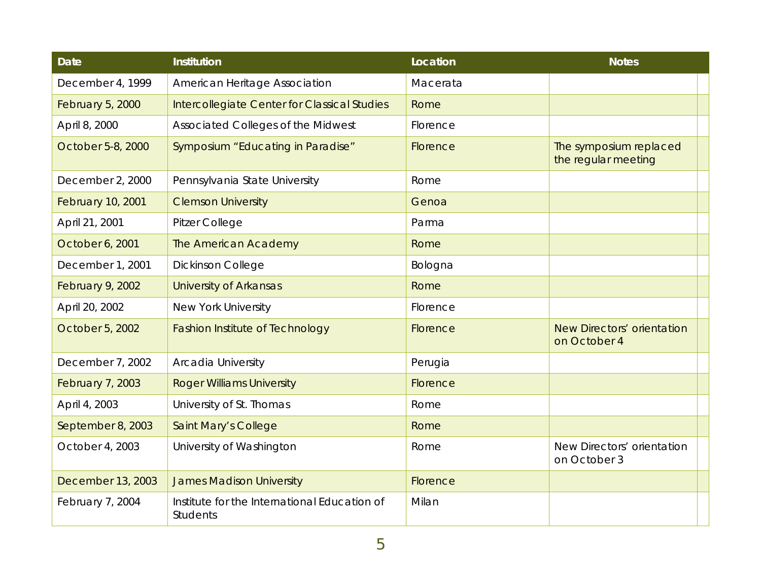| Date | Institution | Location | Notes |
|---|---|---|---|
| December 4, 1999 | American Heritage Association | Macerata | |
| February 5, 2000 | Intercollegiate Center for Classical Studies | Rome | |
| April 8, 2000 | Associated Colleges of the Midwest | Florence | |
| October 5-8, 2000 | Symposium "Educating in Paradise" | Florence | The symposium replaced the regular meeting |
| December 2, 2000 | Pennsylvania State University | Rome | |
| February 10, 2001 | Clemson University | Genoa | |
| April 21, 2001 | Pitzer College | Parma | |
| October 6, 2001 | The American Academy | Rome | |
| December 1, 2001 | Dickinson College | Bologna | |
| February 9, 2002 | University of Arkansas | Rome | |
| April 20, 2002 | New York University | Florence | |
| October 5, 2002 | Fashion Institute of Technology | Florence | New Directors' orientation on October 4 |
| December 7, 2002 | Arcadia University | Perugia | |
| February 7, 2003 | Roger Williams University | Florence | |
| April 4, 2003 | University of St. Thomas | Rome | |
| September 8, 2003 | Saint Mary's College | Rome | |
| October 4, 2003 | University of Washington | Rome | New Directors' orientation on October 3 |
| December 13, 2003 | James Madison University | Florence | |
| February 7, 2004 | Institute for the International Education of Students | Milan | |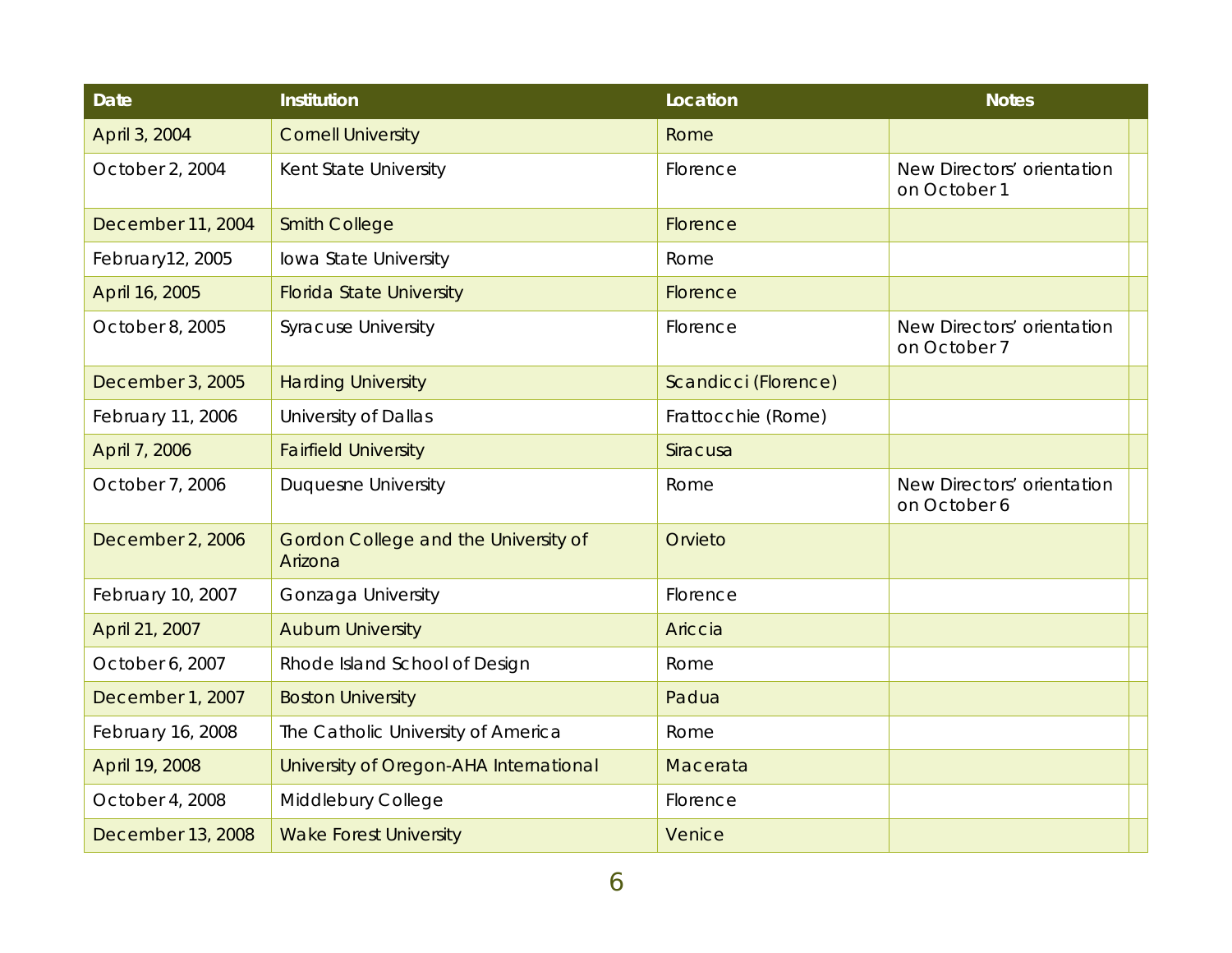| Date | Institution | Location | Notes |
|---|---|---|---|
| April 3, 2004 | Cornell University | Rome | |
| October 2, 2004 | Kent State University | Florence | New Directors' orientation on October 1 |
| December 11, 2004 | Smith College | Florence | |
| February12, 2005 | Iowa State University | Rome | |
| April 16, 2005 | Florida State University | Florence | |
| October 8, 2005 | Syracuse University | Florence | New Directors' orientation on October 7 |
| December 3, 2005 | Harding University | Scandicci (Florence) | |
| February 11, 2006 | University of Dallas | Frattocchie (Rome) | |
| April 7, 2006 | Fairfield University | Siracusa | |
| October 7, 2006 | Duquesne University | Rome | New Directors' orientation on October 6 |
| December 2, 2006 | Gordon College and the University of Arizona | Orvieto | |
| February 10, 2007 | Gonzaga University | Florence | |
| April 21, 2007 | Auburn University | Ariccia | |
| October 6, 2007 | Rhode Island School of Design | Rome | |
| December 1, 2007 | Boston University | Padua | |
| February 16, 2008 | The Catholic University of America | Rome | |
| April 19, 2008 | University of Oregon-AHA International | Macerata | |
| October 4, 2008 | Middlebury College | Florence | |
| December 13, 2008 | Wake Forest University | Venice | |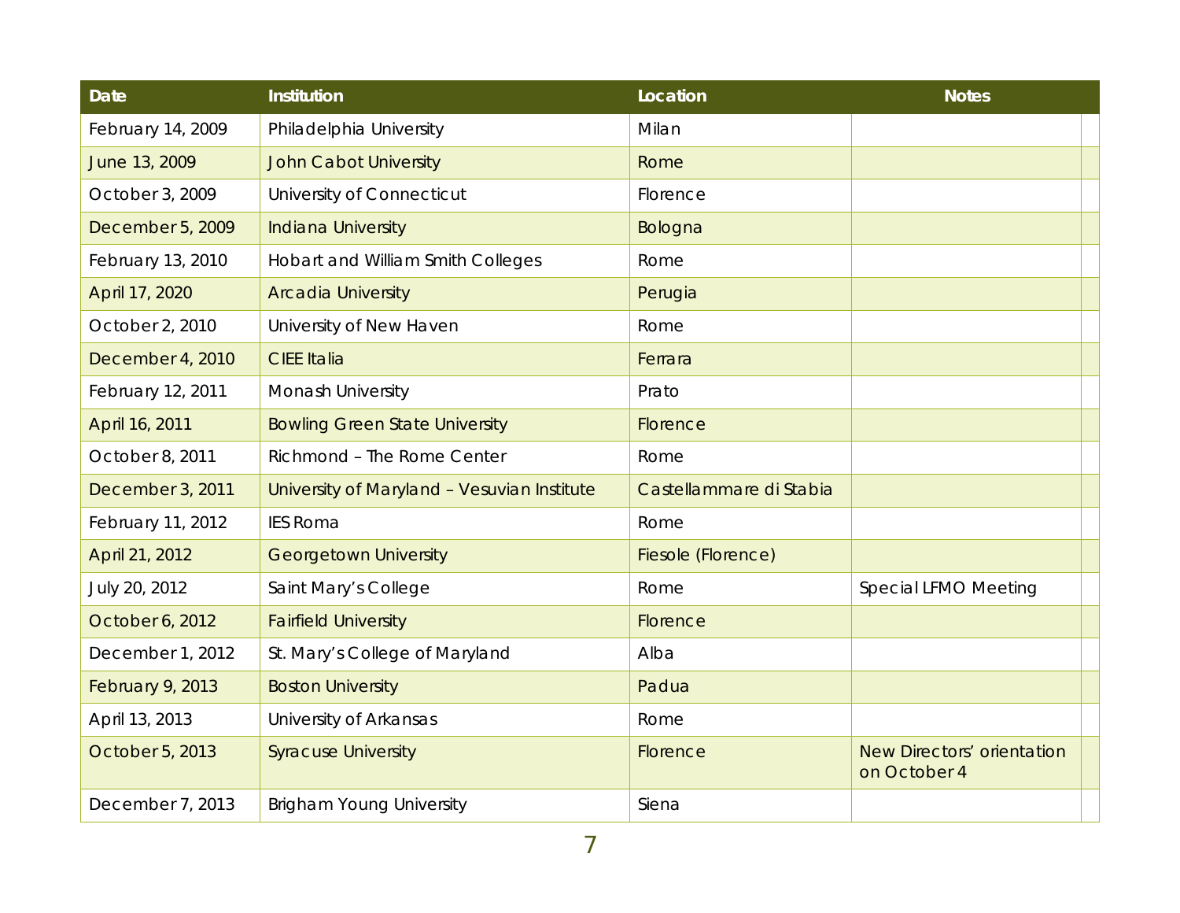| Date | Institution | Location | Notes |
|---|---|---|---|
| February 14, 2009 | Philadelphia University | Milan | |
| June 13, 2009 | John Cabot University | Rome | |
| October 3, 2009 | University of Connecticut | Florence | |
| December 5, 2009 | Indiana University | Bologna | |
| February 13, 2010 | Hobart and William Smith Colleges | Rome | |
| April 17, 2020 | Arcadia University | Perugia | |
| October 2, 2010 | University of New Haven | Rome | |
| December 4, 2010 | CIEE Italia | Ferrara | |
| February 12, 2011 | Monash University | Prato | |
| April 16, 2011 | Bowling Green State University | Florence | |
| October 8, 2011 | Richmond – The Rome Center | Rome | |
| December 3, 2011 | University of Maryland – Vesuvian Institute | Castellammare di Stabia | |
| February 11, 2012 | IES Roma | Rome | |
| April 21, 2012 | Georgetown University | Fiesole (Florence) | |
| July 20, 2012 | Saint Mary's College | Rome | Special LFMO Meeting |
| October 6, 2012 | Fairfield University | Florence | |
| December 1, 2012 | St. Mary's College of Maryland | Alba | |
| February 9, 2013 | Boston University | Padua | |
| April 13, 2013 | University of Arkansas | Rome | |
| October 5, 2013 | Syracuse University | Florence | New Directors' orientation on October 4 |
| December 7, 2013 | Brigham Young University | Siena | |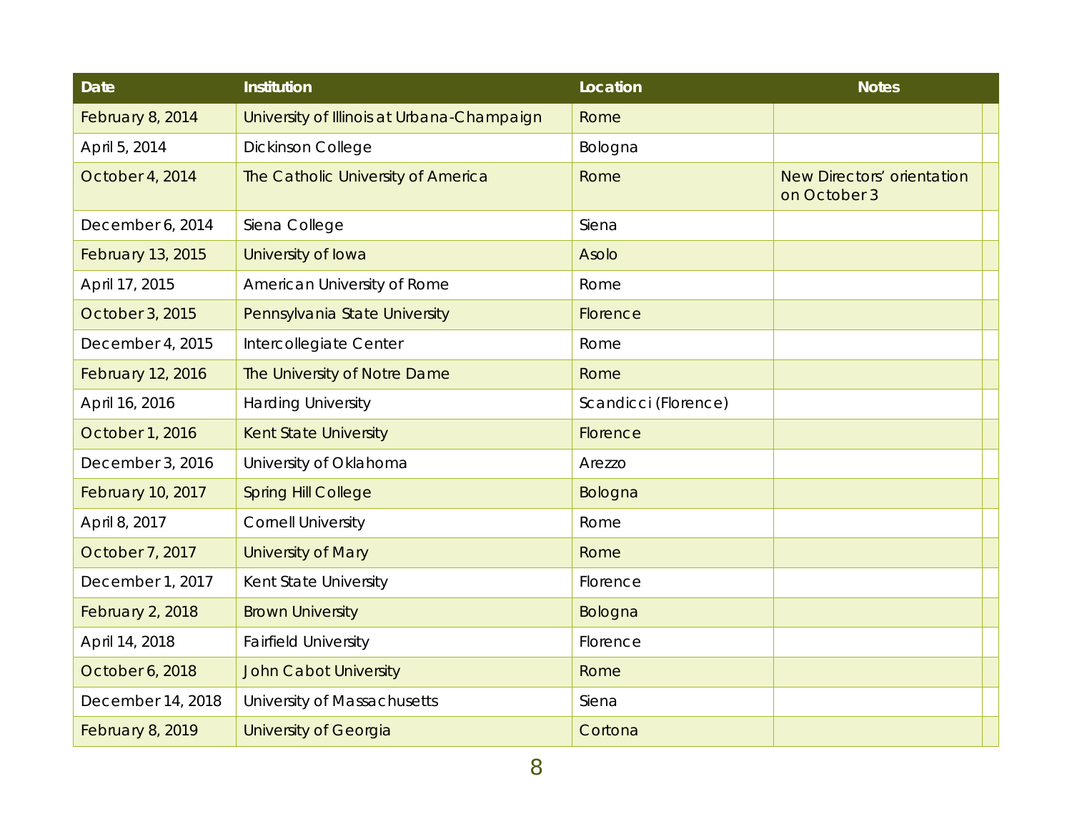| Date | Institution | Location | Notes |
|---|---|---|---|
| February 8, 2014 | University of Illinois at Urbana-Champaign | Rome | |
| April 5, 2014 | Dickinson College | Bologna | |
| October 4, 2014 | The Catholic University of America | Rome | New Directors' orientation on October 3 |
| December 6, 2014 | Siena College | Siena | |
| February 13, 2015 | University of Iowa | Asolo | |
| April 17, 2015 | American University of Rome | Rome | |
| October 3, 2015 | Pennsylvania State University | Florence | |
| December 4, 2015 | Intercollegiate Center | Rome | |
| February 12, 2016 | The University of Notre Dame | Rome | |
| April 16, 2016 | Harding University | Scandicci (Florence) | |
| October 1, 2016 | Kent State University | Florence | |
| December 3, 2016 | University of Oklahoma | Arezzo | |
| February 10, 2017 | Spring Hill College | Bologna | |
| April 8, 2017 | Cornell University | Rome | |
| October 7, 2017 | University of Mary | Rome | |
| December 1, 2017 | Kent State University | Florence | |
| February 2, 2018 | Brown University | Bologna | |
| April 14, 2018 | Fairfield University | Florence | |
| October 6, 2018 | John Cabot University | Rome | |
| December 14, 2018 | University of Massachusetts | Siena | |
| February 8, 2019 | University of Georgia | Cortona | |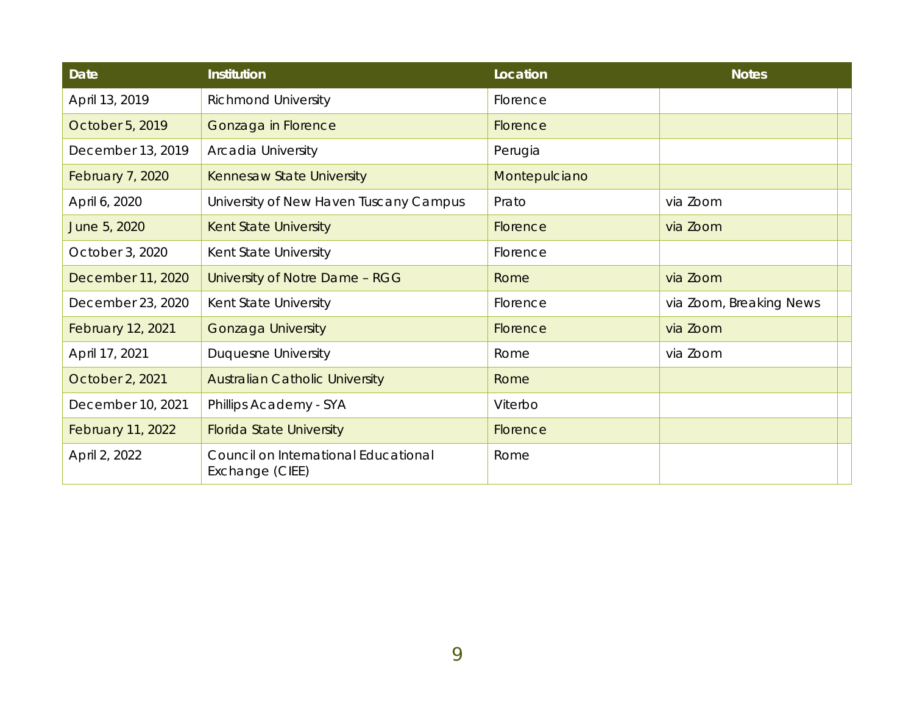| Date | Institution | Location | Notes |
| --- | --- | --- | --- |
| April 13, 2019 | Richmond University | Florence | |
| October 5, 2019 | Gonzaga in Florence | Florence | |
| December 13, 2019 | Arcadia University | Perugia | |
| February 7, 2020 | Kennesaw State University | Montepulciano | |
| April 6, 2020 | University of New Haven Tuscany Campus | Prato | via Zoom |
| June 5, 2020 | Kent State University | Florence | via Zoom |
| October 3, 2020 | Kent State University | Florence | |
| December 11, 2020 | University of Notre Dame – RGG | Rome | via Zoom |
| December 23, 2020 | Kent State University | Florence | via Zoom, Breaking News |
| February 12, 2021 | Gonzaga University | Florence | via Zoom |
| April 17, 2021 | Duquesne University | Rome | via Zoom |
| October 2, 2021 | Australian Catholic University | Rome | |
| December 10, 2021 | Phillips Academy - SYA | Viterbo | |
| February 11, 2022 | Florida State University | Florence | |
| April 2, 2022 | Council on International Educational Exchange (CIEE) | Rome | |